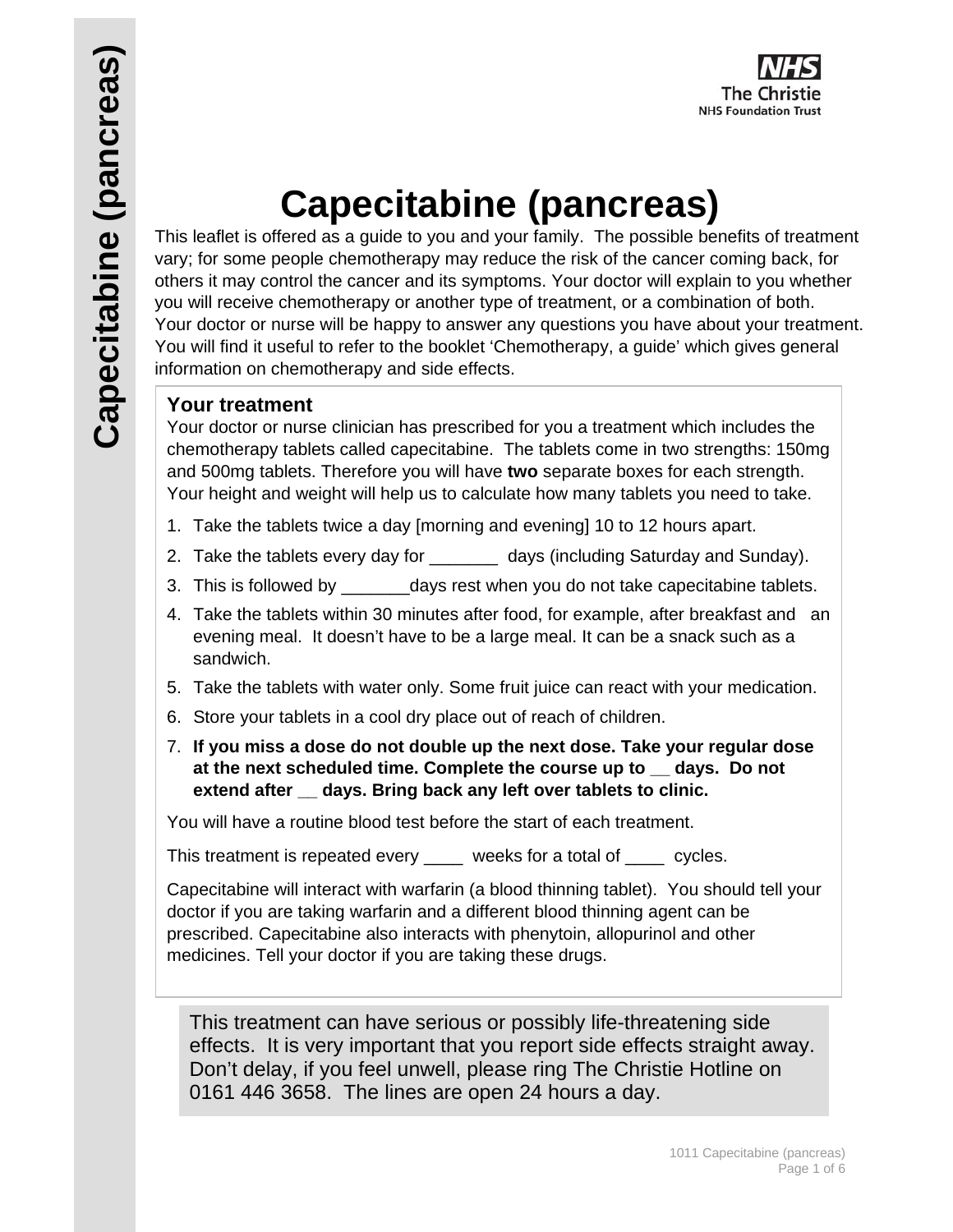# Capecitabine (pancreas)

This leaflet is offered as a guide to you and your family. The possible benefits of treatment vary; for some people chemotherapy may reduce the risk of the cancer coming back, for others it may control the cancer and its symptoms. Your doctor will explain to you whether you will receive chemotherapy or another type of treatment, or a combination of both. Your doctor or nurse will be happy to answer any questions you have about your treatment. You will find it useful to refer to the booklet 'Chemotherapy, a guide' which gives general information on chemotherapy and side effects.

## Your treatment

Your doctor or nurse clinician has prescribed for you a treatment which includes the chemotherapy tablets called capecitabine. The tablets come in two strengths: 150mg and 500mg tablets. Therefore you will have **two** separate boxes for each strength. Your height and weight will help us to calculate how many tablets you need to take.

1. Take the tablets twice a day [morning and evening] 10 to 12 hours apart.
2. Take the tablets every day for _______ days (including Saturday and Sunday).
3. This is followed by _______days rest when you do not take capecitabine tablets.
4. Take the tablets within 30 minutes after food, for example, after breakfast and an evening meal. It doesn't have to be a large meal. It can be a snack such as a sandwich.
5. Take the tablets with water only. Some fruit juice can react with your medication.
6. Store your tablets in a cool dry place out of reach of children.
7. **If you miss a dose do not double up the next dose. Take your regular dose at the next scheduled time. Complete the course up to __ days. Do not extend after __ days. Bring back any left over tablets to clinic.**

You will have a routine blood test before the start of each treatment.

This treatment is repeated every ____ weeks for a total of ____ cycles.

Capecitabine will interact with warfarin (a blood thinning tablet). You should tell your doctor if you are taking warfarin and a different blood thinning agent can be prescribed. Capecitabine also interacts with phenytoin, allopurinol and other medicines. Tell your doctor if you are taking these drugs.

This treatment can have serious or possibly life-threatening side effects. It is very important that you report side effects straight away. Don't delay, if you feel unwell, please ring The Christie Hotline on 0161 446 3658. The lines are open 24 hours a day.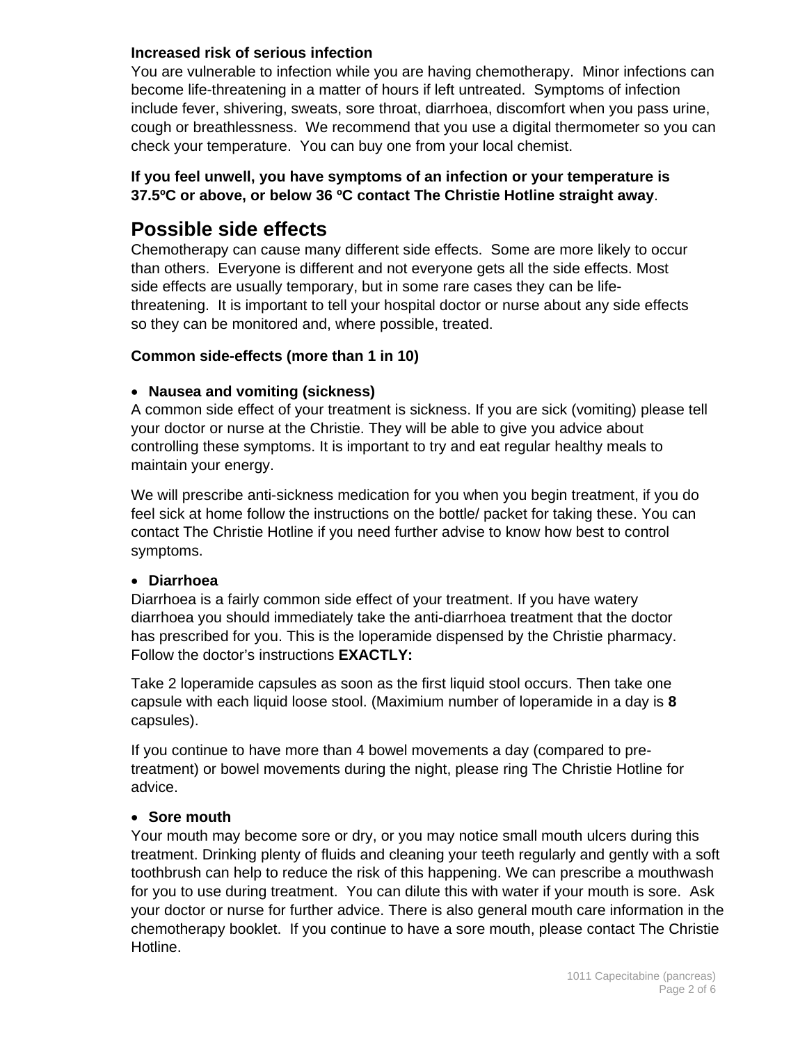**Increased risk of serious infection**

You are vulnerable to infection while you are having chemotherapy. Minor infections can become life-threatening in a matter of hours if left untreated. Symptoms of infection include fever, shivering, sweats, sore throat, diarrhoea, discomfort when you pass urine, cough or breathlessness. We recommend that you use a digital thermometer so you can check your temperature. You can buy one from your local chemist.

**If you feel unwell, you have symptoms of an infection or your temperature is 37.5ºC or above, or below 36 ºC contact The Christie Hotline straight away**.

## Possible side effects

Chemotherapy can cause many different side effects. Some are more likely to occur than others. Everyone is different and not everyone gets all the side effects. Most side effects are usually temporary, but in some rare cases they can be life-threatening. It is important to tell your hospital doctor or nurse about any side effects so they can be monitored and, where possible, treated.

**Common side-effects (more than 1 in 10)**

- **Nausea and vomiting (sickness)**

A common side effect of your treatment is sickness. If you are sick (vomiting) please tell your doctor or nurse at the Christie. They will be able to give you advice about controlling these symptoms. It is important to try and eat regular healthy meals to maintain your energy.

We will prescribe anti-sickness medication for you when you begin treatment, if you do feel sick at home follow the instructions on the bottle/ packet for taking these. You can contact The Christie Hotline if you need further advise to know how best to control symptoms.

- **Diarrhoea**

Diarrhoea is a fairly common side effect of your treatment. If you have watery diarrhoea you should immediately take the anti-diarrhoea treatment that the doctor has prescribed for you. This is the loperamide dispensed by the Christie pharmacy. Follow the doctor's instructions **EXACTLY:**

Take 2 loperamide capsules as soon as the first liquid stool occurs. Then take one capsule with each liquid loose stool. (Maximium number of loperamide in a day is **8** capsules).

If you continue to have more than 4 bowel movements a day (compared to pre-treatment) or bowel movements during the night, please ring The Christie Hotline for advice.

- **Sore mouth**

Your mouth may become sore or dry, or you may notice small mouth ulcers during this treatment. Drinking plenty of fluids and cleaning your teeth regularly and gently with a soft toothbrush can help to reduce the risk of this happening. We can prescribe a mouthwash for you to use during treatment. You can dilute this with water if your mouth is sore. Ask your doctor or nurse for further advice. There is also general mouth care information in the chemotherapy booklet. If you continue to have a sore mouth, please contact The Christie Hotline.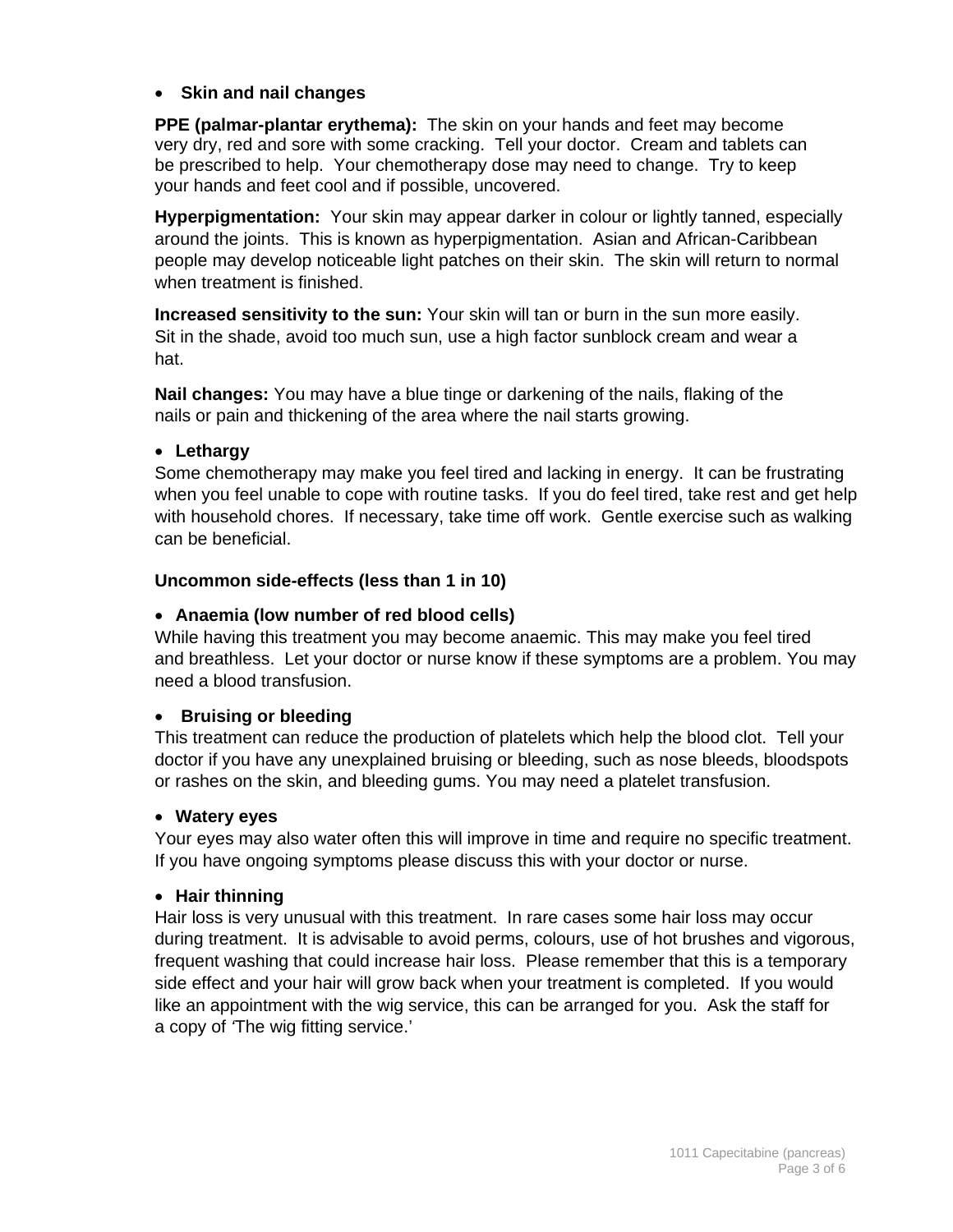- **Skin and nail changes**

**PPE (palmar-plantar erythema):** The skin on your hands and feet may become very dry, red and sore with some cracking. Tell your doctor. Cream and tablets can be prescribed to help. Your chemotherapy dose may need to change. Try to keep your hands and feet cool and if possible, uncovered.

**Hyperpigmentation:** Your skin may appear darker in colour or lightly tanned, especially around the joints. This is known as hyperpigmentation. Asian and African-Caribbean people may develop noticeable light patches on their skin. The skin will return to normal when treatment is finished.

**Increased sensitivity to the sun:** Your skin will tan or burn in the sun more easily. Sit in the shade, avoid too much sun, use a high factor sunblock cream and wear a hat.

**Nail changes:** You may have a blue tinge or darkening of the nails, flaking of the nails or pain and thickening of the area where the nail starts growing.

- **Lethargy**

Some chemotherapy may make you feel tired and lacking in energy. It can be frustrating when you feel unable to cope with routine tasks. If you do feel tired, take rest and get help with household chores. If necessary, take time off work. Gentle exercise such as walking can be beneficial.

**Uncommon side-effects (less than 1 in 10)**

- **Anaemia (low number of red blood cells)**

While having this treatment you may become anaemic. This may make you feel tired and breathless. Let your doctor or nurse know if these symptoms are a problem. You may need a blood transfusion.

- **Bruising or bleeding**

This treatment can reduce the production of platelets which help the blood clot. Tell your doctor if you have any unexplained bruising or bleeding, such as nose bleeds, bloodspots or rashes on the skin, and bleeding gums. You may need a platelet transfusion.

- **Watery eyes**

Your eyes may also water often this will improve in time and require no specific treatment. If you have ongoing symptoms please discuss this with your doctor or nurse.

- **Hair thinning**

Hair loss is very unusual with this treatment. In rare cases some hair loss may occur during treatment. It is advisable to avoid perms, colours, use of hot brushes and vigorous, frequent washing that could increase hair loss. Please remember that this is a temporary side effect and your hair will grow back when your treatment is completed. If you would like an appointment with the wig service, this can be arranged for you. Ask the staff for a copy of 'The wig fitting service.'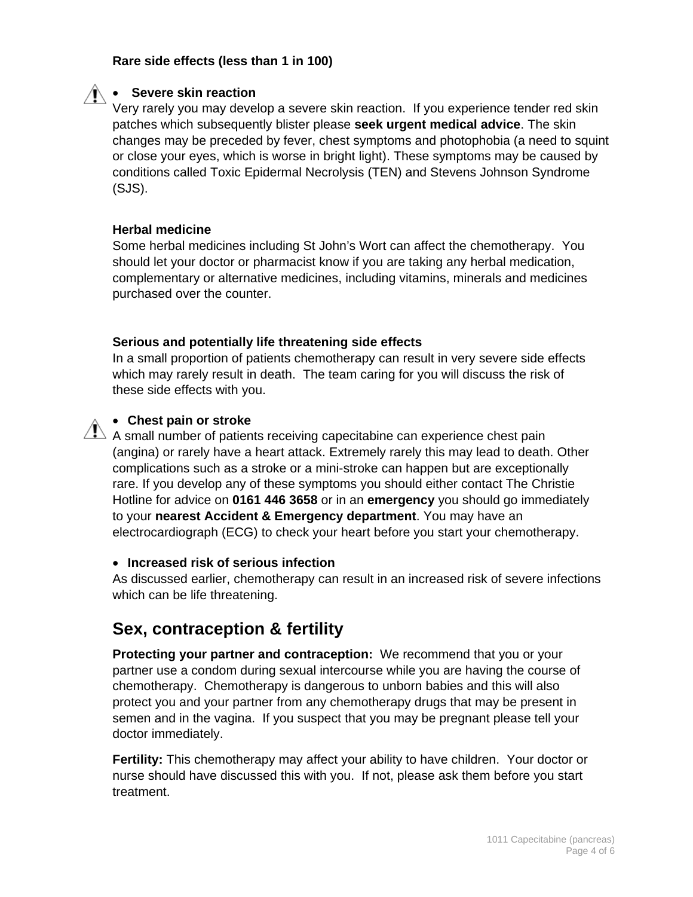**Rare side effects (less than 1 in 100)**

- **Severe skin reaction**

Very rarely you may develop a severe skin reaction. If you experience tender red skin patches which subsequently blister please **seek urgent medical advice**. The skin changes may be preceded by fever, chest symptoms and photophobia (a need to squint or close your eyes, which is worse in bright light). These symptoms may be caused by conditions called Toxic Epidermal Necrolysis (TEN) and Stevens Johnson Syndrome (SJS).

**Herbal medicine**

Some herbal medicines including St John's Wort can affect the chemotherapy. You should let your doctor or pharmacist know if you are taking any herbal medication, complementary or alternative medicines, including vitamins, minerals and medicines purchased over the counter.

**Serious and potentially life threatening side effects**

In a small proportion of patients chemotherapy can result in very severe side effects which may rarely result in death. The team caring for you will discuss the risk of these side effects with you.

- **Chest pain or stroke**

A small number of patients receiving capecitabine can experience chest pain (angina) or rarely have a heart attack. Extremely rarely this may lead to death. Other complications such as a stroke or a mini-stroke can happen but are exceptionally rare. If you develop any of these symptoms you should either contact The Christie Hotline for advice on **0161 446 3658** or in an **emergency** you should go immediately to your **nearest Accident & Emergency department**. You may have an electrocardiograph (ECG) to check your heart before you start your chemotherapy.

- **Increased risk of serious infection**

As discussed earlier, chemotherapy can result in an increased risk of severe infections which can be life threatening.

## Sex, contraception & fertility

**Protecting your partner and contraception:** We recommend that you or your partner use a condom during sexual intercourse while you are having the course of chemotherapy. Chemotherapy is dangerous to unborn babies and this will also protect you and your partner from any chemotherapy drugs that may be present in semen and in the vagina. If you suspect that you may be pregnant please tell your doctor immediately.

**Fertility:** This chemotherapy may affect your ability to have children. Your doctor or nurse should have discussed this with you. If not, please ask them before you start treatment.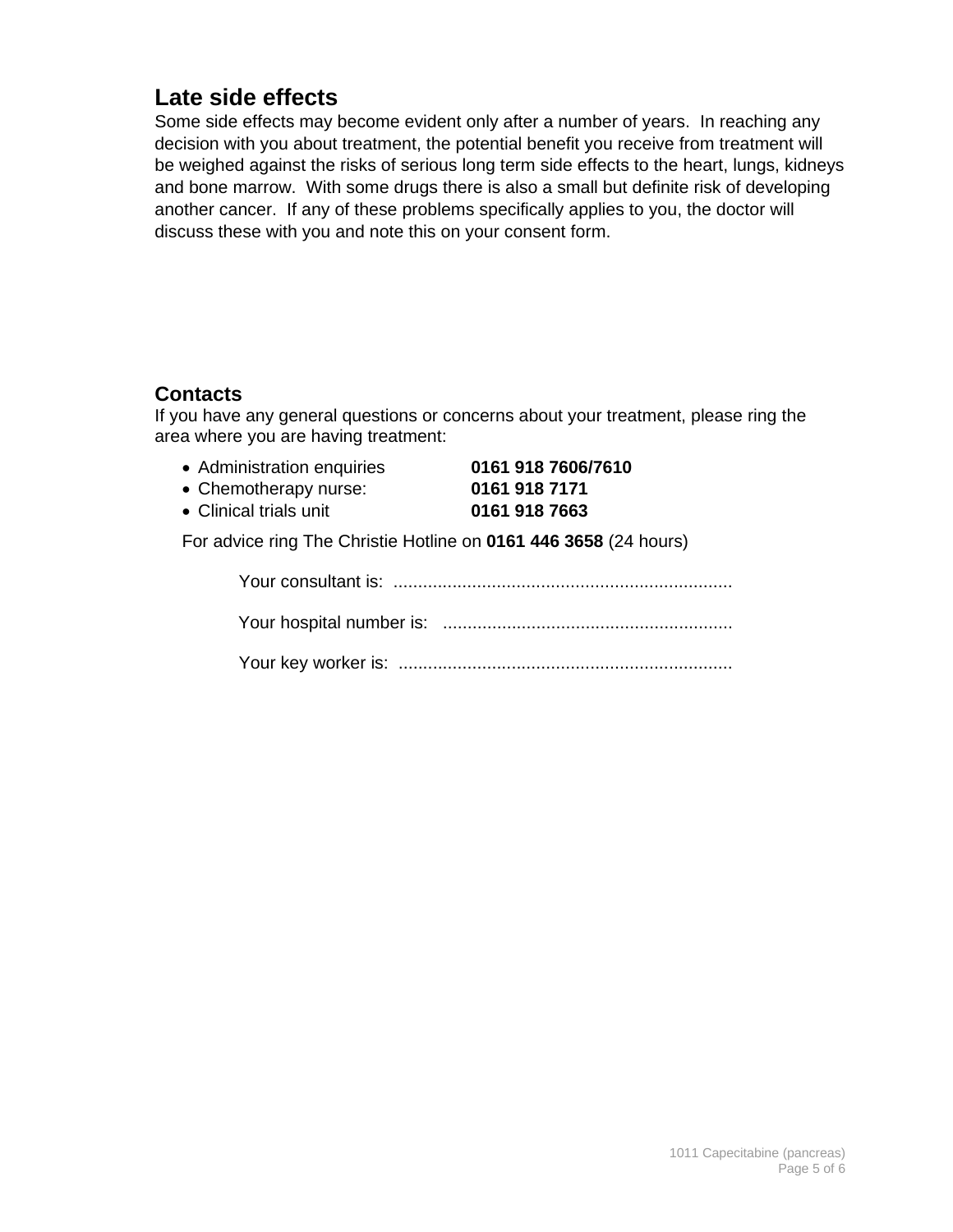## Late side effects

Some side effects may become evident only after a number of years. In reaching any decision with you about treatment, the potential benefit you receive from treatment will be weighed against the risks of serious long term side effects to the heart, lungs, kidneys and bone marrow. With some drugs there is also a small but definite risk of developing another cancer. If any of these problems specifically applies to you, the doctor will discuss these with you and note this on your consent form.

## Contacts

If you have any general questions or concerns about your treatment, please ring the area where you are having treatment:

- Administration enquiries **0161 918 7606/7610**
- Chemotherapy nurse: **0161 918 7171**
- Clinical trials unit **0161 918 7663**

For advice ring The Christie Hotline on **0161 446 3658** (24 hours)

Your consultant is: ....................................................................

Your hospital number is: ..........................................................

Your key worker is: ...................................................................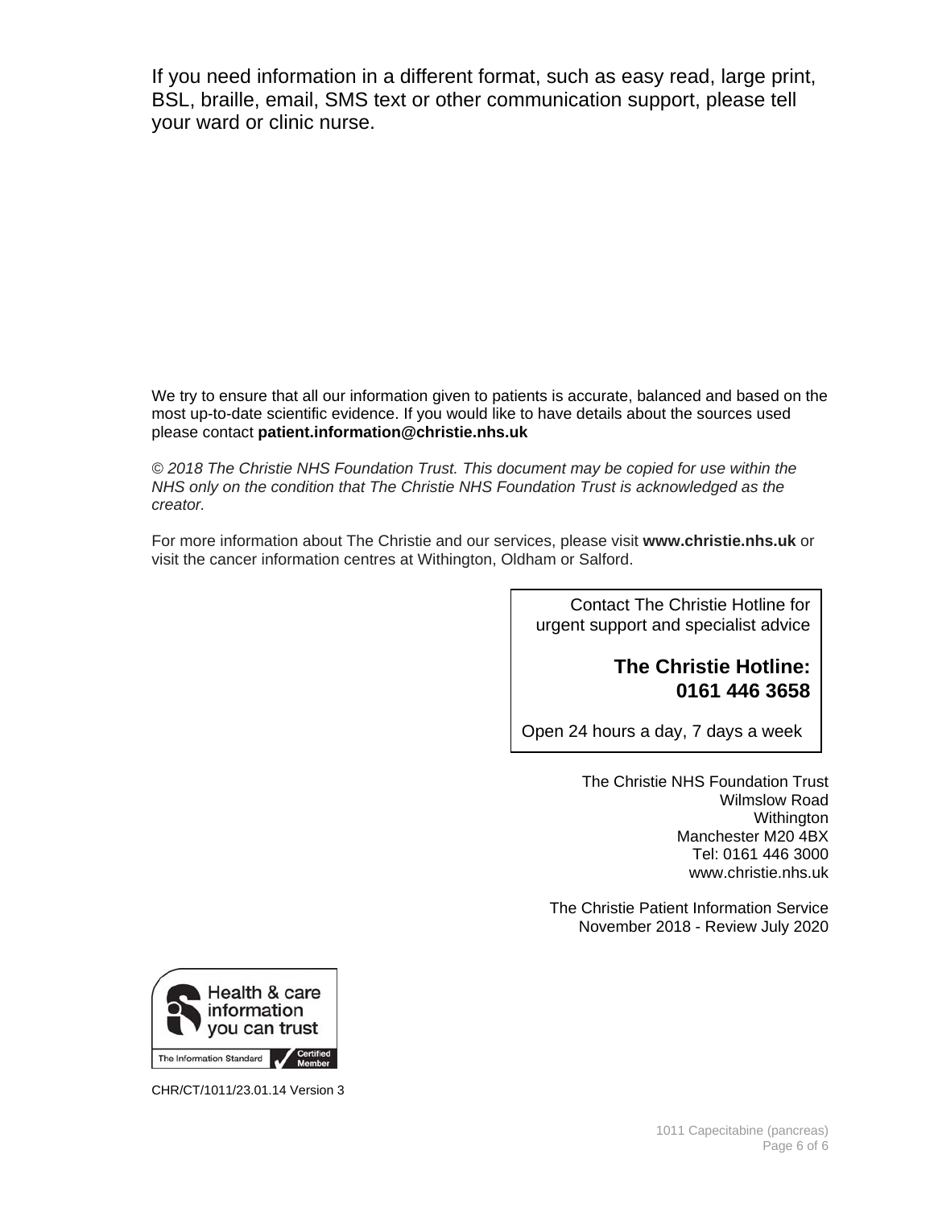If you need information in a different format, such as easy read, large print, BSL, braille, email, SMS text or other communication support, please tell your ward or clinic nurse.

We try to ensure that all our information given to patients is accurate, balanced and based on the most up-to-date scientific evidence. If you would like to have details about the sources used please contact **patient.information@christie.nhs.uk**

*© 2018 The Christie NHS Foundation Trust. This document may be copied for use within the NHS only on the condition that The Christie NHS Foundation Trust is acknowledged as the creator.*

For more information about The Christie and our services, please visit **www.christie.nhs.uk** or visit the cancer information centres at Withington, Oldham or Salford.

Contact The Christie Hotline for urgent support and specialist advice

**The Christie Hotline: 0161 446 3658**

Open 24 hours a day, 7 days a week

The Christie NHS Foundation Trust
Wilmslow Road
Withington
Manchester M20 4BX
Tel: 0161 446 3000
www.christie.nhs.uk

The Christie Patient Information Service
November 2018 - Review July 2020

Health & care information you can trust

The Information Standard Certified Member

CHR/CT/1011/23.01.14 Version 3

1011 Capecitabine (pancreas)